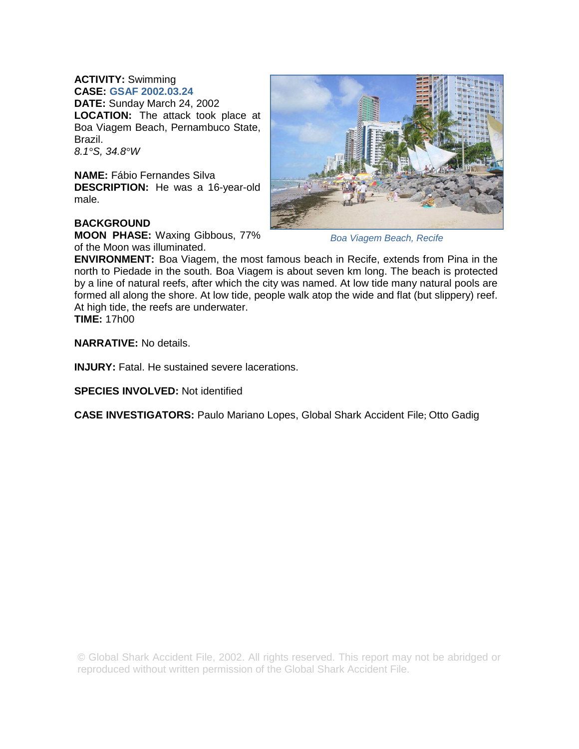**ACTIVITY:** Swimming
**CASE:** GSAF 2002.03.24
**DATE:** Sunday March 24, 2002
**LOCATION:** The attack took place at Boa Viagem Beach, Pernambuco State, Brazil.
*8.1°S, 34.8°W*

**NAME:** Fábio Fernandes Silva
**DESCRIPTION:** He was a 16-year-old male.

*Boa Viagem Beach, Recife*

**BACKGROUND**
**MOON PHASE:** Waxing Gibbous, 77% of the Moon was illuminated.
**ENVIRONMENT:** Boa Viagem, the most famous beach in Recife, extends from Pina in the north to Piedade in the south. Boa Viagem is about seven km long. The beach is protected by a line of natural reefs, after which the city was named. At low tide many natural pools are formed all along the shore. At low tide, people walk atop the wide and flat (but slippery) reef. At high tide, the reefs are underwater.
**TIME:** 17h00

**NARRATIVE:** No details.

**INJURY:** Fatal. He sustained severe lacerations.

**SPECIES INVOLVED:** Not identified

**CASE INVESTIGATORS:** Paulo Mariano Lopes, Global Shark Accident File; Otto Gadig

© Global Shark Accident File, 2002. All rights reserved. This report may not be abridged or reproduced without written permission of the Global Shark Accident File.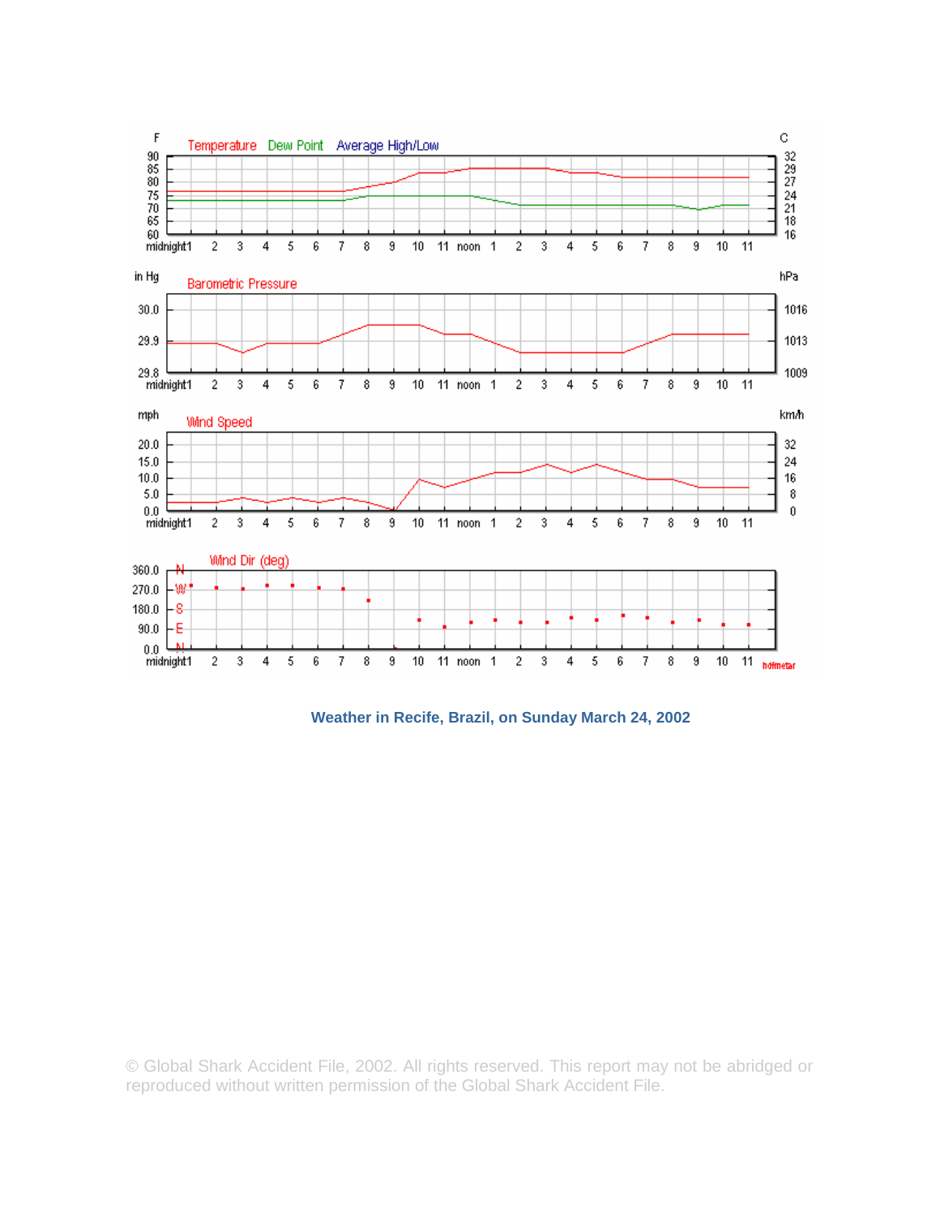F Temperature Dew Point Average High/Low C

90 85 80 75 70 65 60

32 29 27 24 21 18 16

midnight 1 2 3 4 5 6 7 8 9 10 11 noon 1 2 3 4 5 6 7 8 9 10 11

in Hg Barometric Pressure hPa

30.0 29.9 29.8

1016 1013 1009

midnight 1 2 3 4 5 6 7 8 9 10 11 noon 1 2 3 4 5 6 7 8 9 10 11

mph Wind Speed km/h

20.0 15.0 10.0 5.0 0.0

32 24 16 8 0

midnight 1 2 3 4 5 6 7 8 9 10 11 noon 1 2 3 4 5 6 7 8 9 10 11

Wind Dir (deg)

360.0 N
270.0 W
180.0 S
90.0 E
0.0 N

midnight 1 2 3 4 5 6 7 8 9 10 11 noon 1 2 3 4 5 6 7 8 9 10 11

hdfmetar

**Weather in Recife, Brazil, on Sunday March 24, 2002**

© Global Shark Accident File, 2002. All rights reserved. This report may not be abridged or reproduced without written permission of the Global Shark Accident File.